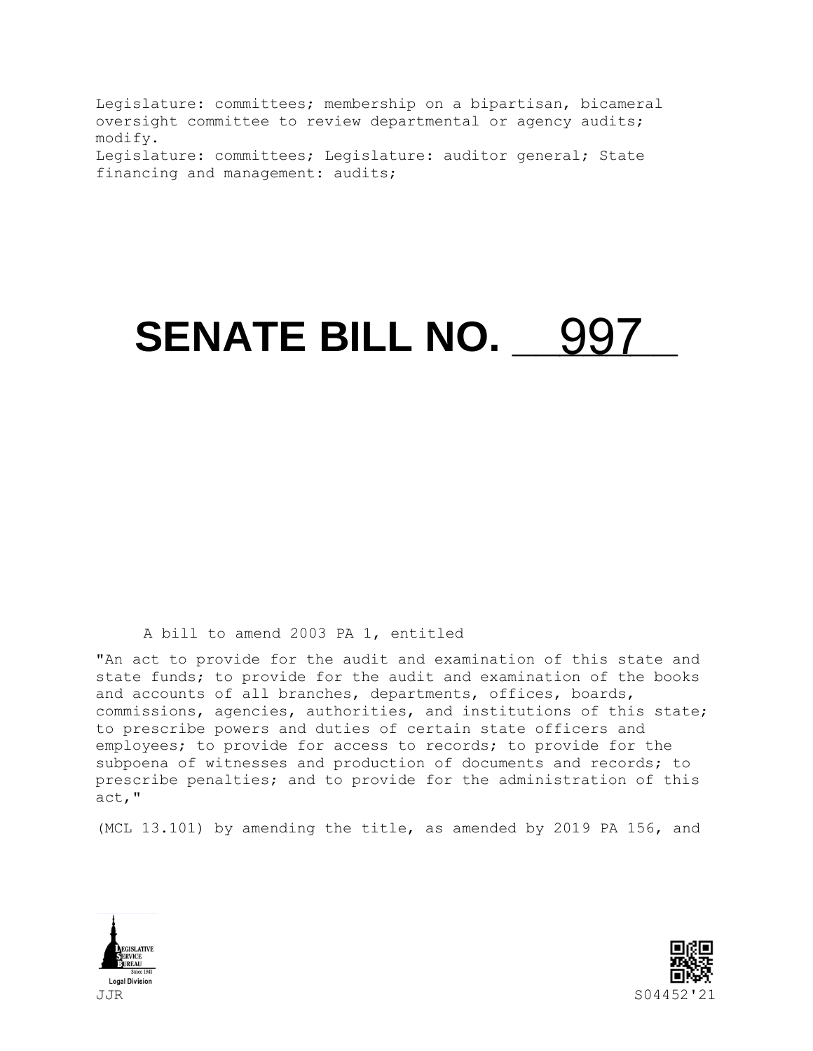Legislature: committees; membership on a bipartisan, bicameral oversight committee to review departmental or agency audits; modify.
Legislature: committees; Legislature: auditor general; State financing and management: audits;

# SENATE BILL NO. 997

A bill to amend 2003 PA 1, entitled

"An act to provide for the audit and examination of this state and state funds; to provide for the audit and examination of the books and accounts of all branches, departments, offices, boards, commissions, agencies, authorities, and institutions of this state; to prescribe powers and duties of certain state officers and employees; to provide for access to records; to provide for the subpoena of witnesses and production of documents and records; to prescribe penalties; and to provide for the administration of this act,"

(MCL 13.101) by amending the title, as amended by 2019 PA 156, and

JJR S04452'21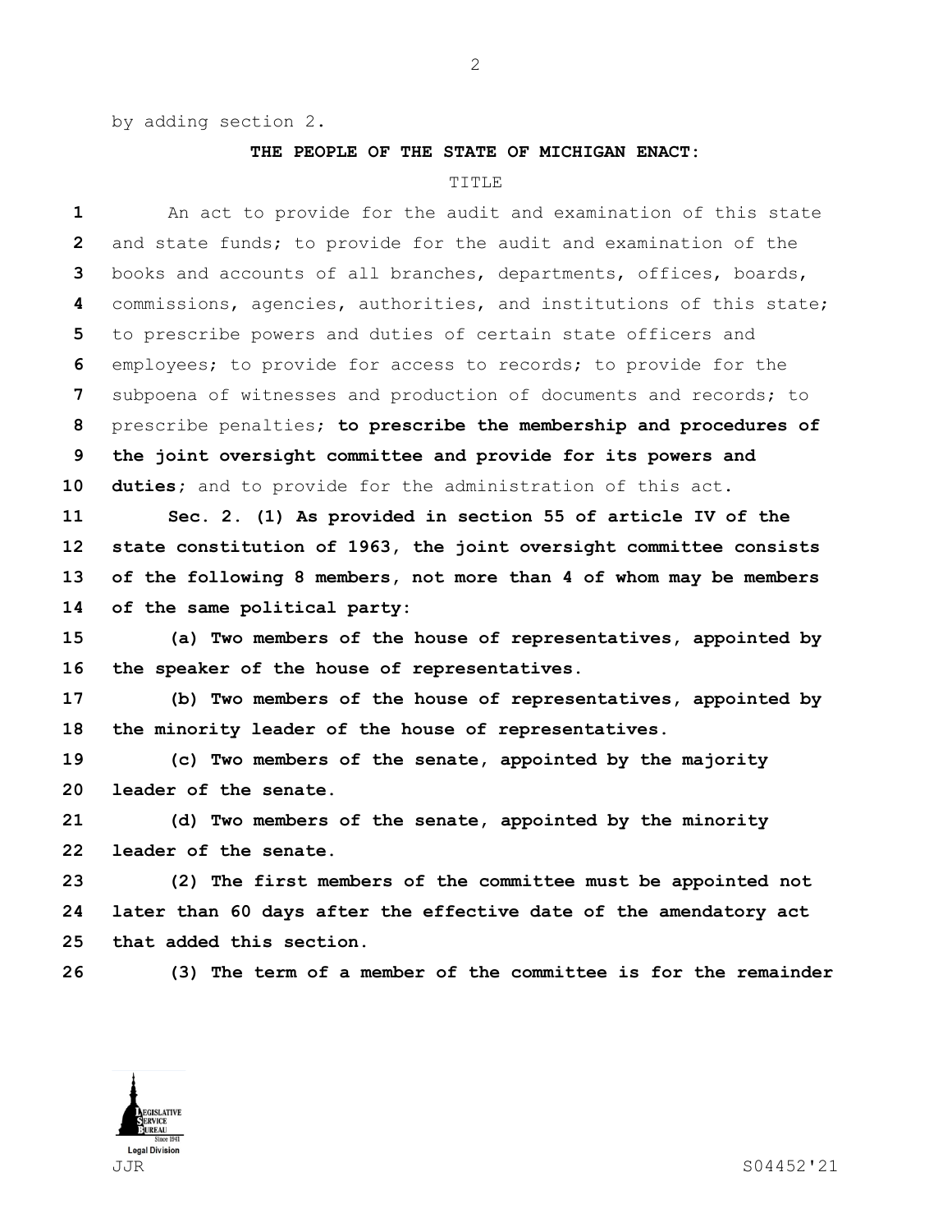by adding section 2.

**THE PEOPLE OF THE STATE OF MICHIGAN ENACT:**

TITLE

An act to provide for the audit and examination of this state and state funds; to provide for the audit and examination of the books and accounts of all branches, departments, offices, boards, commissions, agencies, authorities, and institutions of this state; to prescribe powers and duties of certain state officers and employees; to provide for access to records; to provide for the subpoena of witnesses and production of documents and records; to prescribe penalties**; to prescribe the membership and procedures of the joint oversight committee and provide for its powers and duties**; and to provide for the administration of this act.

**Sec. 2. (1) As provided in section 55 of article IV of the state constitution of 1963, the joint oversight committee consists of the following 8 members, not more than 4 of whom may be members of the same political party:**

**(a) Two members of the house of representatives, appointed by the speaker of the house of representatives.**

**(b) Two members of the house of representatives, appointed by the minority leader of the house of representatives.**

**(c) Two members of the senate, appointed by the majority leader of the senate.**

**(d) Two members of the senate, appointed by the minority leader of the senate.**

**(2) The first members of the committee must be appointed not later than 60 days after the effective date of the amendatory act that added this section.**

**(3) The term of a member of the committee is for the remainder**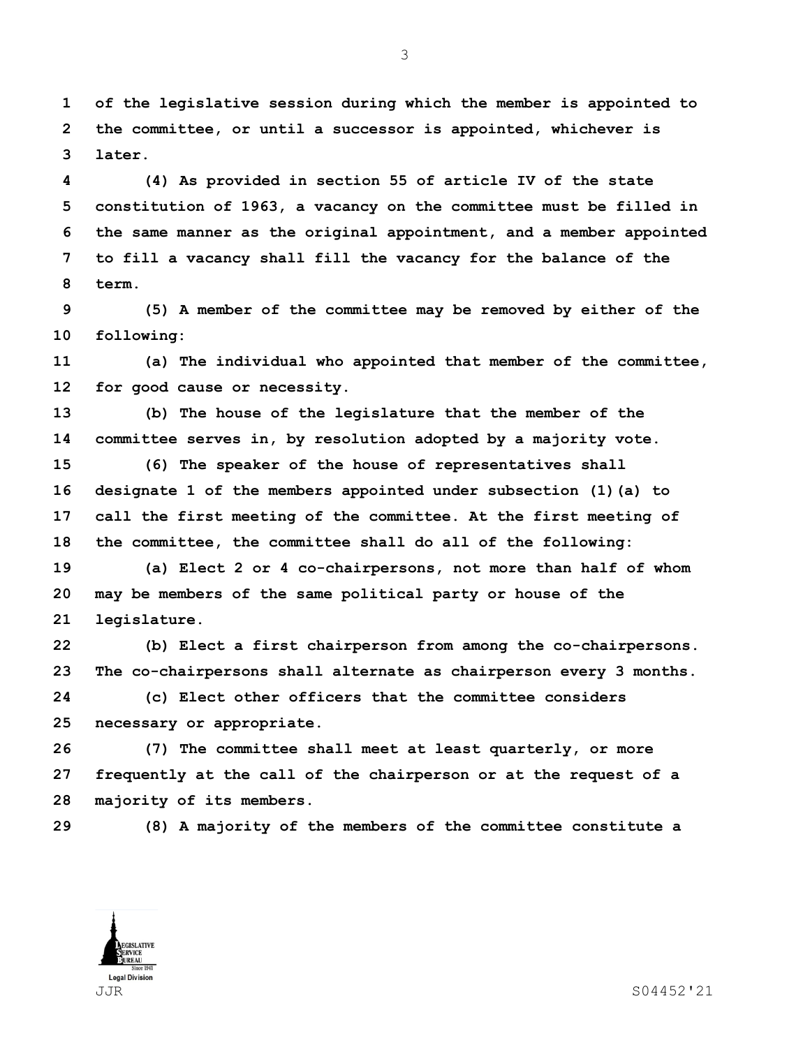of the legislative session during which the member is appointed to the committee, or until a successor is appointed, whichever is later.

(4) As provided in section 55 of article IV of the state constitution of 1963, a vacancy on the committee must be filled in the same manner as the original appointment, and a member appointed to fill a vacancy shall fill the vacancy for the balance of the term.

(5) A member of the committee may be removed by either of the following:

(a) The individual who appointed that member of the committee, for good cause or necessity.

(b) The house of the legislature that the member of the committee serves in, by resolution adopted by a majority vote.

(6) The speaker of the house of representatives shall designate 1 of the members appointed under subsection (1)(a) to call the first meeting of the committee. At the first meeting of the committee, the committee shall do all of the following:

(a) Elect 2 or 4 co-chairpersons, not more than half of whom may be members of the same political party or house of the legislature.

(b) Elect a first chairperson from among the co-chairpersons. The co-chairpersons shall alternate as chairperson every 3 months.

(c) Elect other officers that the committee considers necessary or appropriate.

(7) The committee shall meet at least quarterly, or more frequently at the call of the chairperson or at the request of a majority of its members.

(8) A majority of the members of the committee constitute a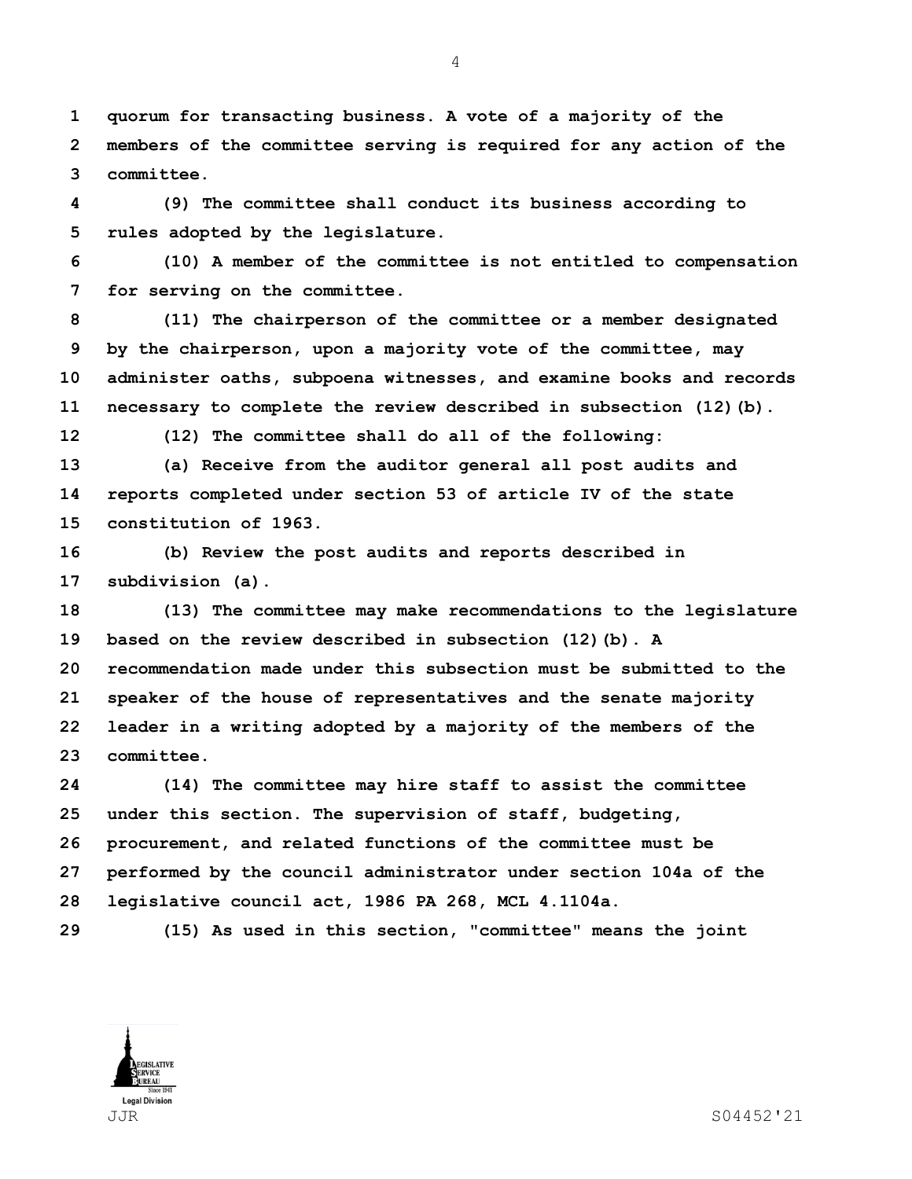**quorum for transacting business. A vote of a majority of the members of the committee serving is required for any action of the committee.**

**(9) The committee shall conduct its business according to rules adopted by the legislature.**

**(10) A member of the committee is not entitled to compensation for serving on the committee.**

**(11) The chairperson of the committee or a member designated by the chairperson, upon a majority vote of the committee, may administer oaths, subpoena witnesses, and examine books and records necessary to complete the review described in subsection (12)(b).**

**(12) The committee shall do all of the following:**

**(a) Receive from the auditor general all post audits and reports completed under section 53 of article IV of the state constitution of 1963.**

**(b) Review the post audits and reports described in subdivision (a).**

**(13) The committee may make recommendations to the legislature based on the review described in subsection (12)(b). A recommendation made under this subsection must be submitted to the speaker of the house of representatives and the senate majority leader in a writing adopted by a majority of the members of the committee.**

**(14) The committee may hire staff to assist the committee under this section. The supervision of staff, budgeting, procurement, and related functions of the committee must be performed by the council administrator under section 104a of the legislative council act, 1986 PA 268, MCL 4.1104a.**

**(15) As used in this section, "committee" means the joint**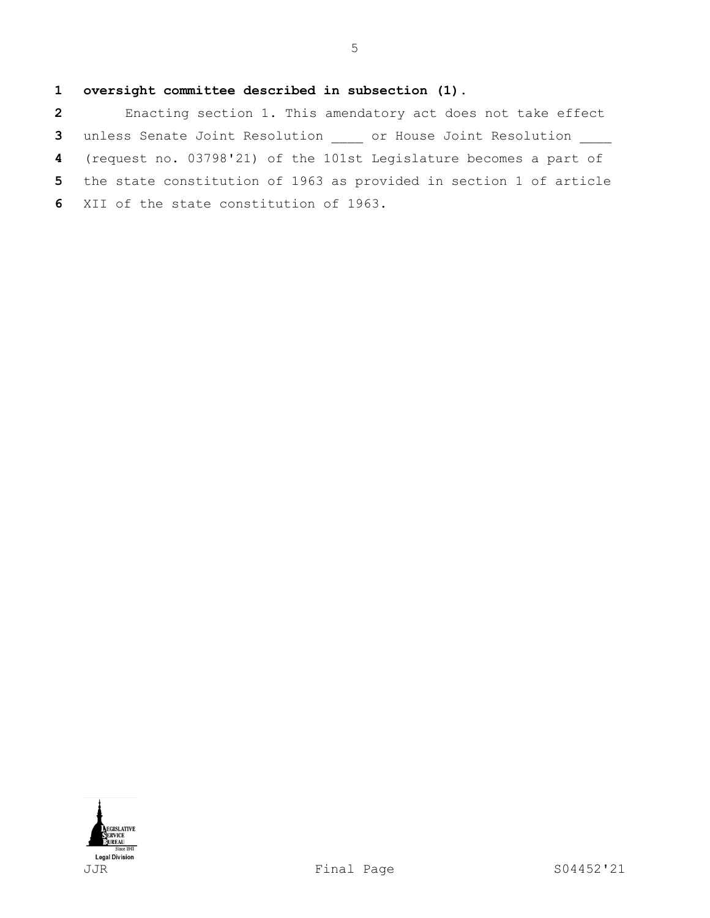**oversight committee described in subsection (1).**

Enacting section 1. This amendatory act does not take effect unless Senate Joint Resolution ____ or House Joint Resolution ____ (request no. 03798'21) of the 101st Legislature becomes a part of the state constitution of 1963 as provided in section 1 of article XII of the state constitution of 1963.